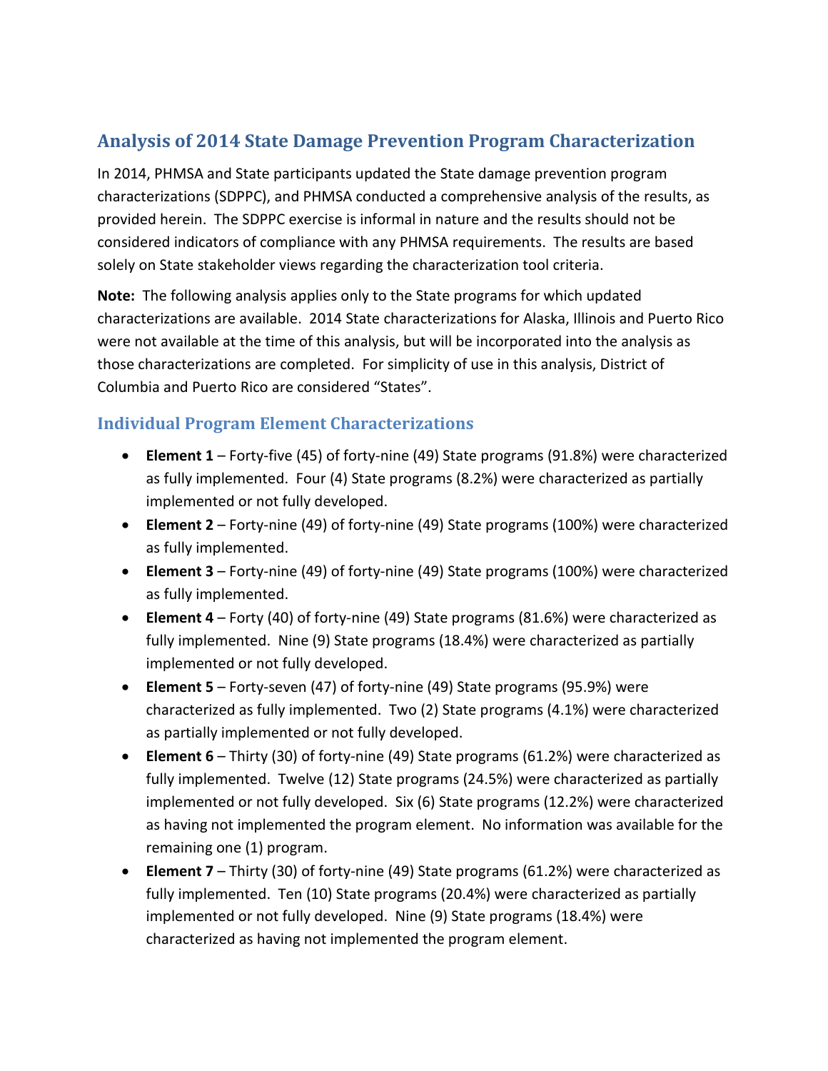# Analysis of 2014 State Damage Prevention Program Characterization

In 2014, PHMSA and State participants updated the State damage prevention program characterizations (SDPPC), and PHMSA conducted a comprehensive analysis of the results, as provided herein. The SDPPC exercise is informal in nature and the results should not be considered indicators of compliance with any PHMSA requirements. The results are based solely on State stakeholder views regarding the characterization tool criteria.

**Note:** The following analysis applies only to the State programs for which updated characterizations are available. 2014 State characterizations for Alaska, Illinois and Puerto Rico were not available at the time of this analysis, but will be incorporated into the analysis as those characterizations are completed. For simplicity of use in this analysis, District of Columbia and Puerto Rico are considered "States".

## Individual Program Element Characterizations

- **Element 1** – Forty-five (45) of forty-nine (49) State programs (91.8%) were characterized as fully implemented. Four (4) State programs (8.2%) were characterized as partially implemented or not fully developed.
- **Element 2** – Forty-nine (49) of forty-nine (49) State programs (100%) were characterized as fully implemented.
- **Element 3** – Forty-nine (49) of forty-nine (49) State programs (100%) were characterized as fully implemented.
- **Element 4** – Forty (40) of forty-nine (49) State programs (81.6%) were characterized as fully implemented. Nine (9) State programs (18.4%) were characterized as partially implemented or not fully developed.
- **Element 5** – Forty-seven (47) of forty-nine (49) State programs (95.9%) were characterized as fully implemented. Two (2) State programs (4.1%) were characterized as partially implemented or not fully developed.
- **Element 6** – Thirty (30) of forty-nine (49) State programs (61.2%) were characterized as fully implemented. Twelve (12) State programs (24.5%) were characterized as partially implemented or not fully developed. Six (6) State programs (12.2%) were characterized as having not implemented the program element. No information was available for the remaining one (1) program.
- **Element 7** – Thirty (30) of forty-nine (49) State programs (61.2%) were characterized as fully implemented. Ten (10) State programs (20.4%) were characterized as partially implemented or not fully developed. Nine (9) State programs (18.4%) were characterized as having not implemented the program element.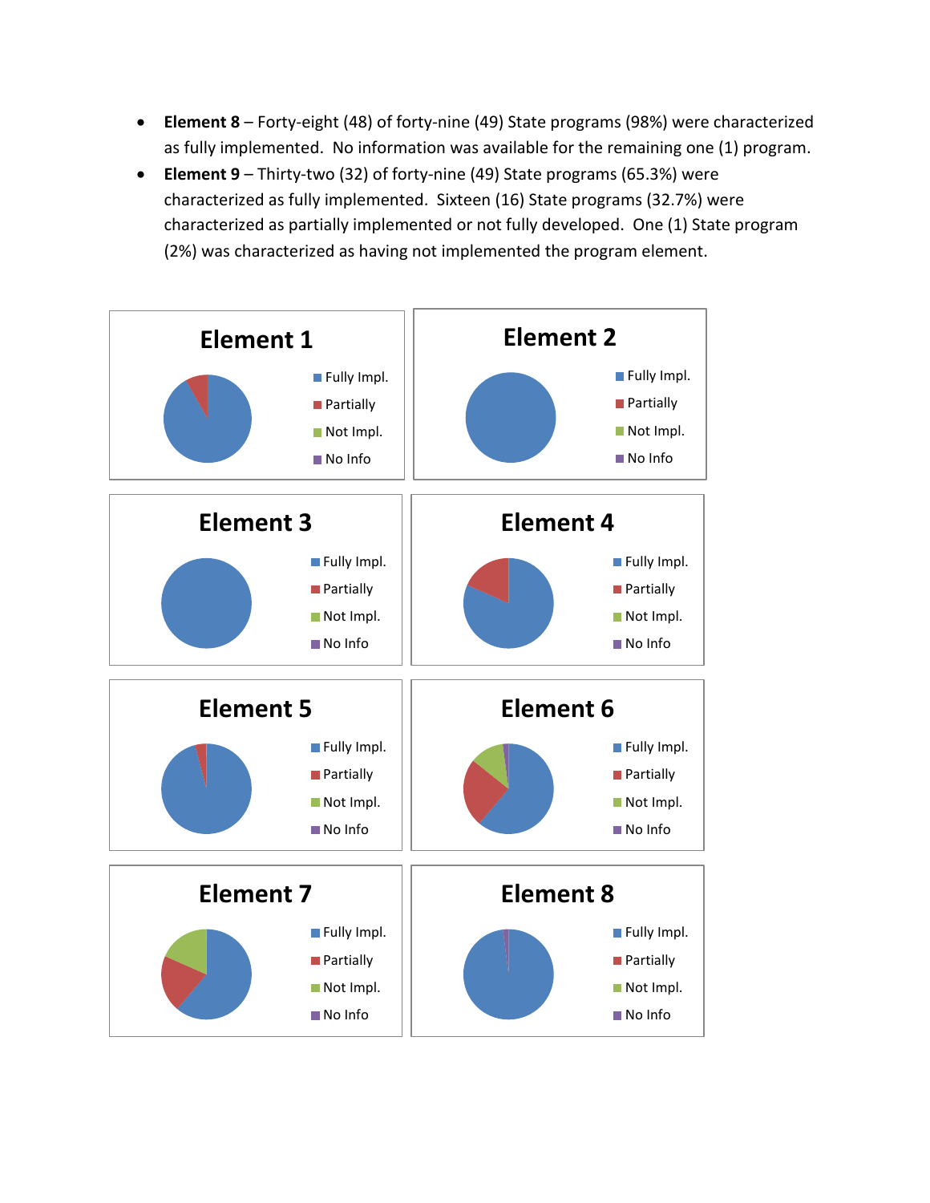- **Element 8** – Forty-eight (48) of forty-nine (49) State programs (98%) were characterized as fully implemented. No information was available for the remaining one (1) program.
- **Element 9** – Thirty-two (32) of forty-nine (49) State programs (65.3%) were characterized as fully implemented. Sixteen (16) State programs (32.7%) were characterized as partially implemented or not fully developed. One (1) State program (2%) was characterized as having not implemented the program element.

**Element 1**

Fully Impl. | Partially | Not Impl. | No Info

**Element 2**

Fully Impl. | Partially | Not Impl. | No Info

**Element 3**

Fully Impl. | Partially | Not Impl. | No Info

**Element 4**

Fully Impl. | Partially | Not Impl. | No Info

**Element 5**

Fully Impl. | Partially | Not Impl. | No Info

**Element 6**

Fully Impl. | Partially | Not Impl. | No Info

**Element 7**

Fully Impl. | Partially | Not Impl. | No Info

**Element 8**

Fully Impl. | Partially | Not Impl. | No Info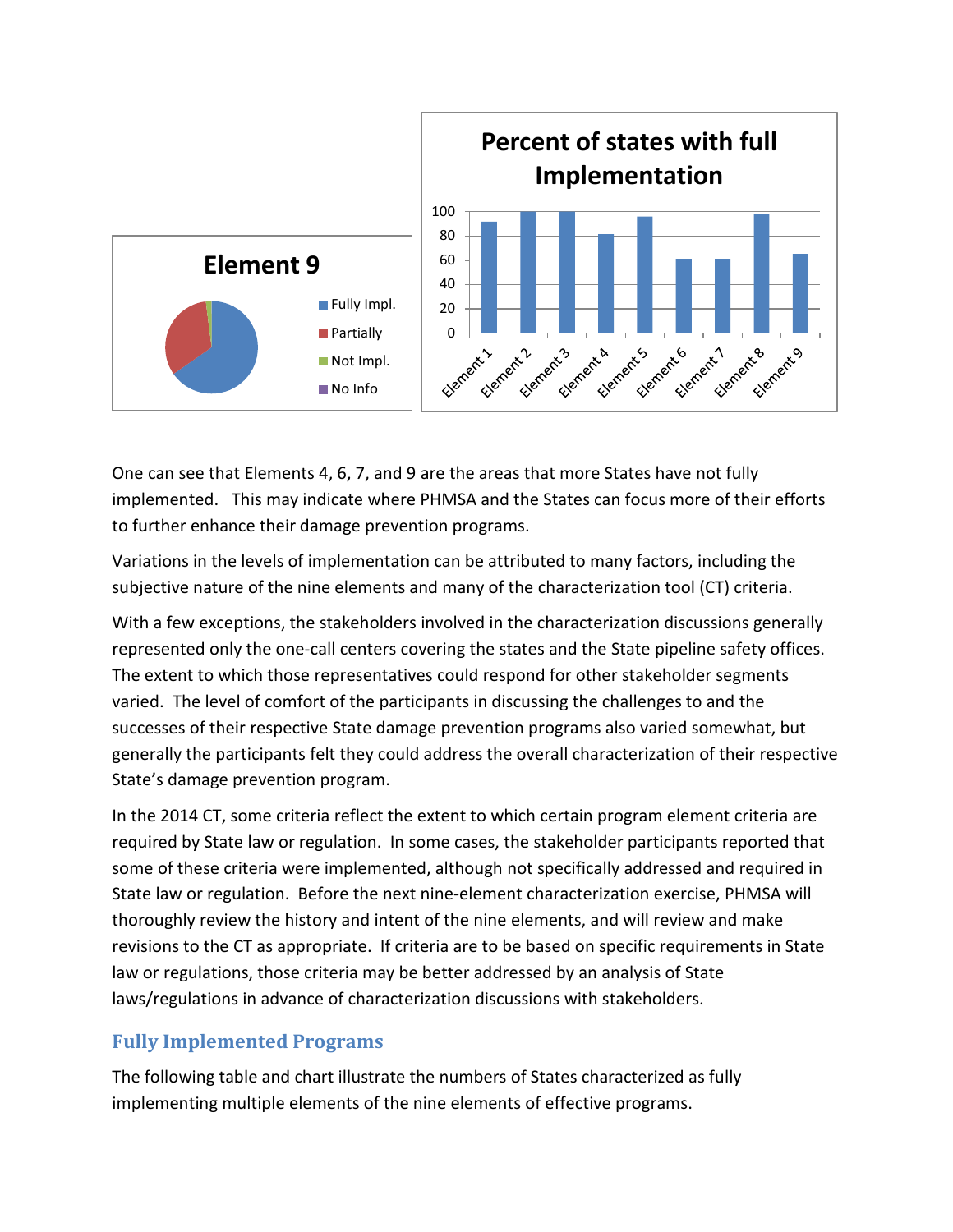One can see that Elements 4, 6, 7, and 9 are the areas that more States have not fully implemented. This may indicate where PHMSA and the States can focus more of their efforts to further enhance their damage prevention programs.

Variations in the levels of implementation can be attributed to many factors, including the subjective nature of the nine elements and many of the characterization tool (CT) criteria.

With a few exceptions, the stakeholders involved in the characterization discussions generally represented only the one-call centers covering the states and the State pipeline safety offices. The extent to which those representatives could respond for other stakeholder segments varied. The level of comfort of the participants in discussing the challenges to and the successes of their respective State damage prevention programs also varied somewhat, but generally the participants felt they could address the overall characterization of their respective State's damage prevention program.

In the 2014 CT, some criteria reflect the extent to which certain program element criteria are required by State law or regulation. In some cases, the stakeholder participants reported that some of these criteria were implemented, although not specifically addressed and required in State law or regulation. Before the next nine-element characterization exercise, PHMSA will thoroughly review the history and intent of the nine elements, and will review and make revisions to the CT as appropriate. If criteria are to be based on specific requirements in State law or regulations, those criteria may be better addressed by an analysis of State laws/regulations in advance of characterization discussions with stakeholders.

## Fully Implemented Programs

The following table and chart illustrate the numbers of States characterized as fully implementing multiple elements of the nine elements of effective programs.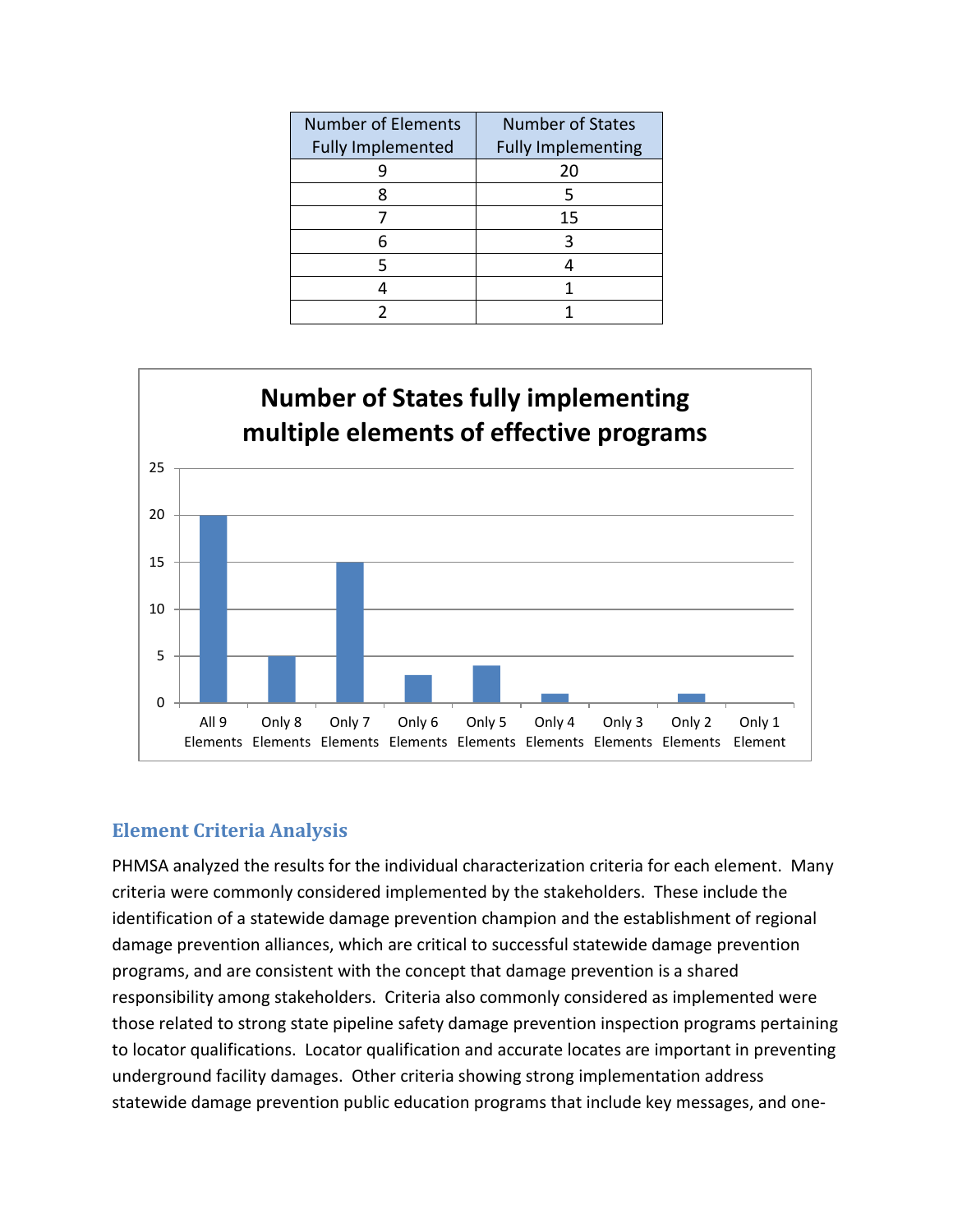| Number of Elements Fully Implemented | Number of States Fully Implementing |
|---|---|
| 9 | 20 |
| 8 | 5 |
| 7 | 15 |
| 6 | 3 |
| 5 | 4 |
| 4 | 1 |
| 2 | 1 |

**Number of States fully implementing multiple elements of effective programs**

| Elements | Number of States |
|---|---|
| All 9 Elements | 20 |
| Only 8 Elements | 5 |
| Only 7 Elements | 15 |
| Only 6 Elements | 3 |
| Only 5 Elements | 4 |
| Only 4 Elements | 1 |
| Only 3 Elements | 0 |
| Only 2 Elements | 1 |
| Only 1 Element | 0 |

## Element Criteria Analysis

PHMSA analyzed the results for the individual characterization criteria for each element. Many criteria were commonly considered implemented by the stakeholders. These include the identification of a statewide damage prevention champion and the establishment of regional damage prevention alliances, which are critical to successful statewide damage prevention programs, and are consistent with the concept that damage prevention is a shared responsibility among stakeholders. Criteria also commonly considered as implemented were those related to strong state pipeline safety damage prevention inspection programs pertaining to locator qualifications. Locator qualification and accurate locates are important in preventing underground facility damages. Other criteria showing strong implementation address statewide damage prevention public education programs that include key messages, and one-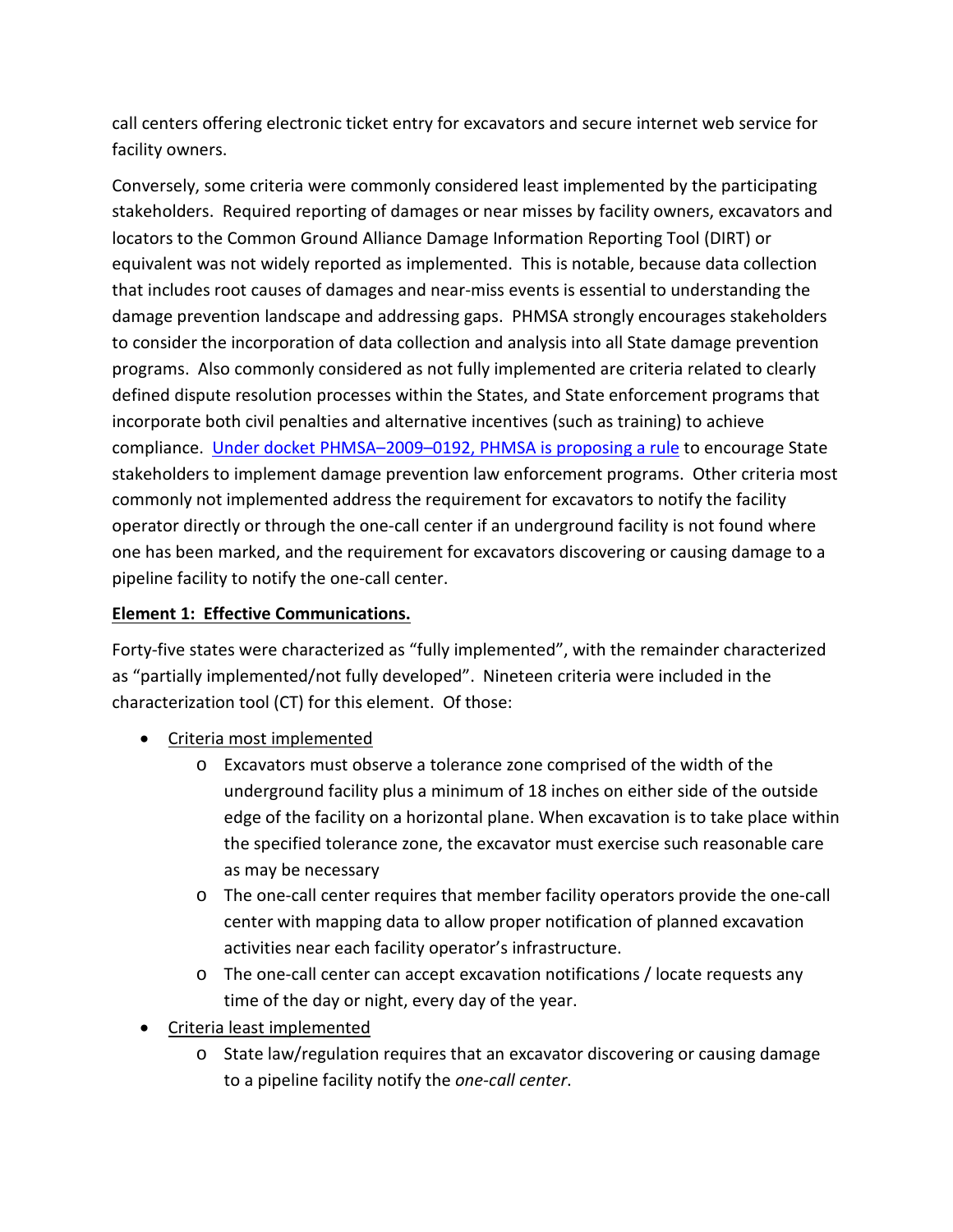call centers offering electronic ticket entry for excavators and secure internet web service for facility owners.

Conversely, some criteria were commonly considered least implemented by the participating stakeholders. Required reporting of damages or near misses by facility owners, excavators and locators to the Common Ground Alliance Damage Information Reporting Tool (DIRT) or equivalent was not widely reported as implemented. This is notable, because data collection that includes root causes of damages and near-miss events is essential to understanding the damage prevention landscape and addressing gaps. PHMSA strongly encourages stakeholders to consider the incorporation of data collection and analysis into all State damage prevention programs. Also commonly considered as not fully implemented are criteria related to clearly defined dispute resolution processes within the States, and State enforcement programs that incorporate both civil penalties and alternative incentives (such as training) to achieve compliance. Under docket PHMSA–2009–0192, PHMSA is proposing a rule to encourage State stakeholders to implement damage prevention law enforcement programs. Other criteria most commonly not implemented address the requirement for excavators to notify the facility operator directly or through the one-call center if an underground facility is not found where one has been marked, and the requirement for excavators discovering or causing damage to a pipeline facility to notify the one-call center.

**Element 1: Effective Communications.**

Forty-five states were characterized as "fully implemented", with the remainder characterized as "partially implemented/not fully developed". Nineteen criteria were included in the characterization tool (CT) for this element. Of those:

- Criteria most implemented
    - Excavators must observe a tolerance zone comprised of the width of the underground facility plus a minimum of 18 inches on either side of the outside edge of the facility on a horizontal plane. When excavation is to take place within the specified tolerance zone, the excavator must exercise such reasonable care as may be necessary
    - The one-call center requires that member facility operators provide the one-call center with mapping data to allow proper notification of planned excavation activities near each facility operator's infrastructure.
    - The one-call center can accept excavation notifications / locate requests any time of the day or night, every day of the year.
- Criteria least implemented
    - State law/regulation requires that an excavator discovering or causing damage to a pipeline facility notify the *one-call center*.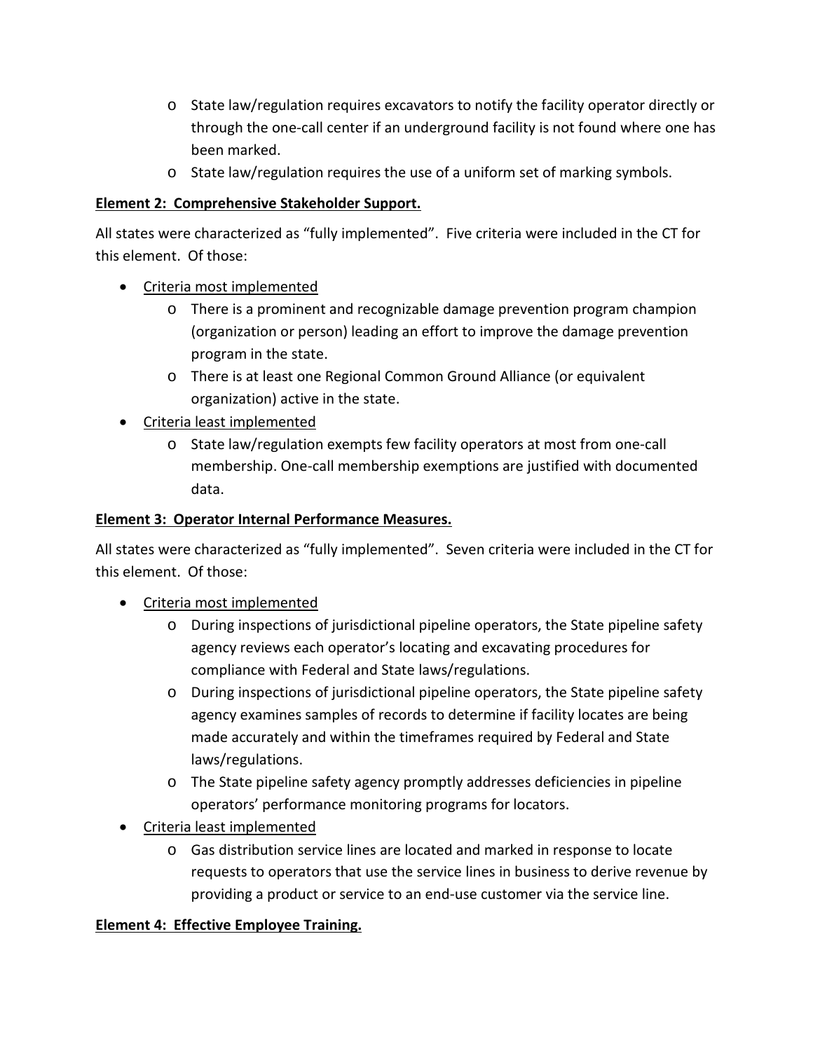- State law/regulation requires excavators to notify the facility operator directly or through the one-call center if an underground facility is not found where one has been marked.
  - State law/regulation requires the use of a uniform set of marking symbols.

**Element 2: Comprehensive Stakeholder Support.**

All states were characterized as "fully implemented". Five criteria were included in the CT for this element. Of those:

- Criteria most implemented
  - There is a prominent and recognizable damage prevention program champion (organization or person) leading an effort to improve the damage prevention program in the state.
  - There is at least one Regional Common Ground Alliance (or equivalent organization) active in the state.
- Criteria least implemented
  - State law/regulation exempts few facility operators at most from one-call membership. One-call membership exemptions are justified with documented data.

**Element 3: Operator Internal Performance Measures.**

All states were characterized as "fully implemented". Seven criteria were included in the CT for this element. Of those:

- Criteria most implemented
  - During inspections of jurisdictional pipeline operators, the State pipeline safety agency reviews each operator's locating and excavating procedures for compliance with Federal and State laws/regulations.
  - During inspections of jurisdictional pipeline operators, the State pipeline safety agency examines samples of records to determine if facility locates are being made accurately and within the timeframes required by Federal and State laws/regulations.
  - The State pipeline safety agency promptly addresses deficiencies in pipeline operators' performance monitoring programs for locators.
- Criteria least implemented
  - Gas distribution service lines are located and marked in response to locate requests to operators that use the service lines in business to derive revenue by providing a product or service to an end-use customer via the service line.

**Element 4: Effective Employee Training.**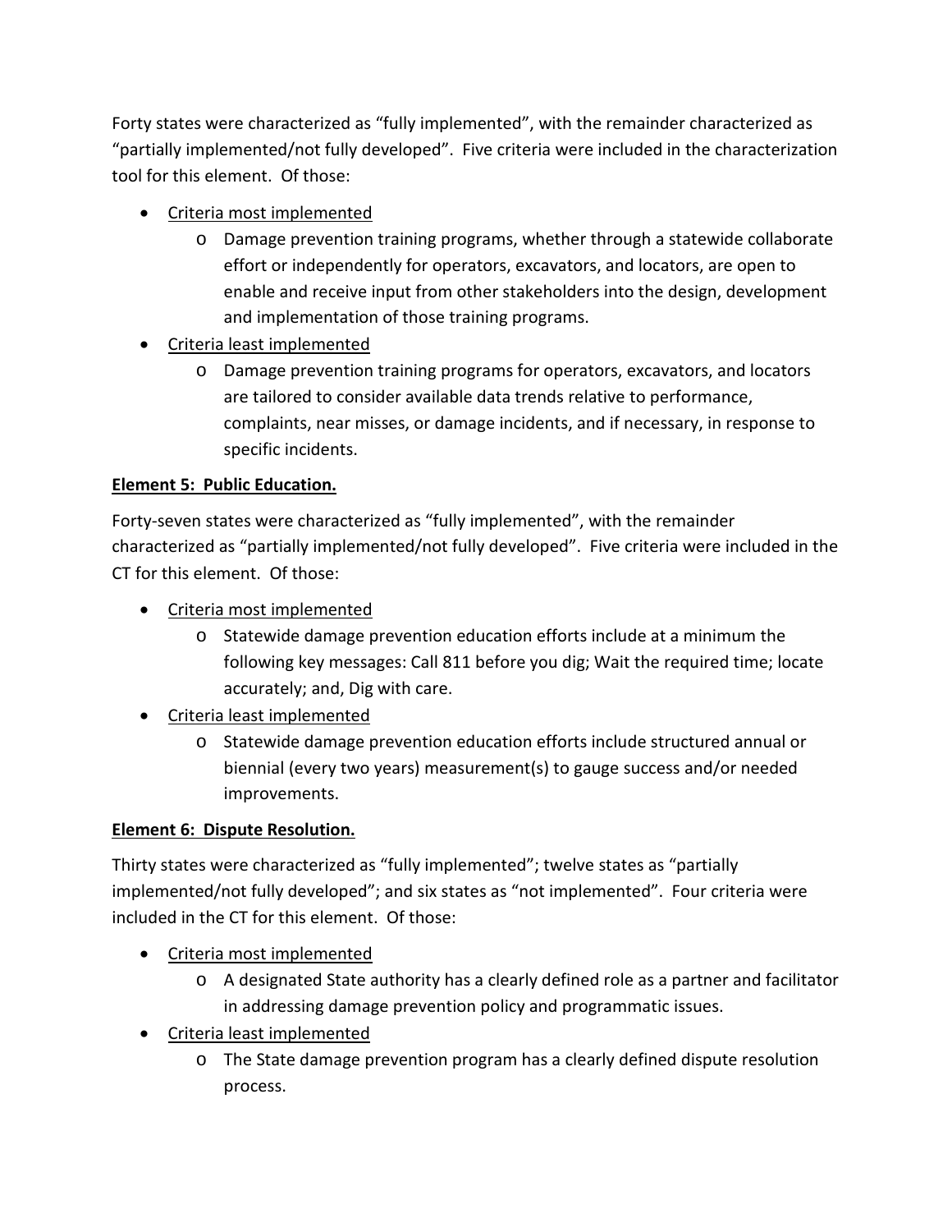Forty states were characterized as "fully implemented", with the remainder characterized as "partially implemented/not fully developed". Five criteria were included in the characterization tool for this element. Of those:

- Criteria most implemented
  - Damage prevention training programs, whether through a statewide collaborate effort or independently for operators, excavators, and locators, are open to enable and receive input from other stakeholders into the design, development and implementation of those training programs.
- Criteria least implemented
  - Damage prevention training programs for operators, excavators, and locators are tailored to consider available data trends relative to performance, complaints, near misses, or damage incidents, and if necessary, in response to specific incidents.

**Element 5: Public Education.**

Forty-seven states were characterized as "fully implemented", with the remainder characterized as "partially implemented/not fully developed". Five criteria were included in the CT for this element. Of those:

- Criteria most implemented
  - Statewide damage prevention education efforts include at a minimum the following key messages: Call 811 before you dig; Wait the required time; locate accurately; and, Dig with care.
- Criteria least implemented
  - Statewide damage prevention education efforts include structured annual or biennial (every two years) measurement(s) to gauge success and/or needed improvements.

**Element 6: Dispute Resolution.**

Thirty states were characterized as "fully implemented"; twelve states as "partially implemented/not fully developed"; and six states as "not implemented". Four criteria were included in the CT for this element. Of those:

- Criteria most implemented
  - A designated State authority has a clearly defined role as a partner and facilitator in addressing damage prevention policy and programmatic issues.
- Criteria least implemented
  - The State damage prevention program has a clearly defined dispute resolution process.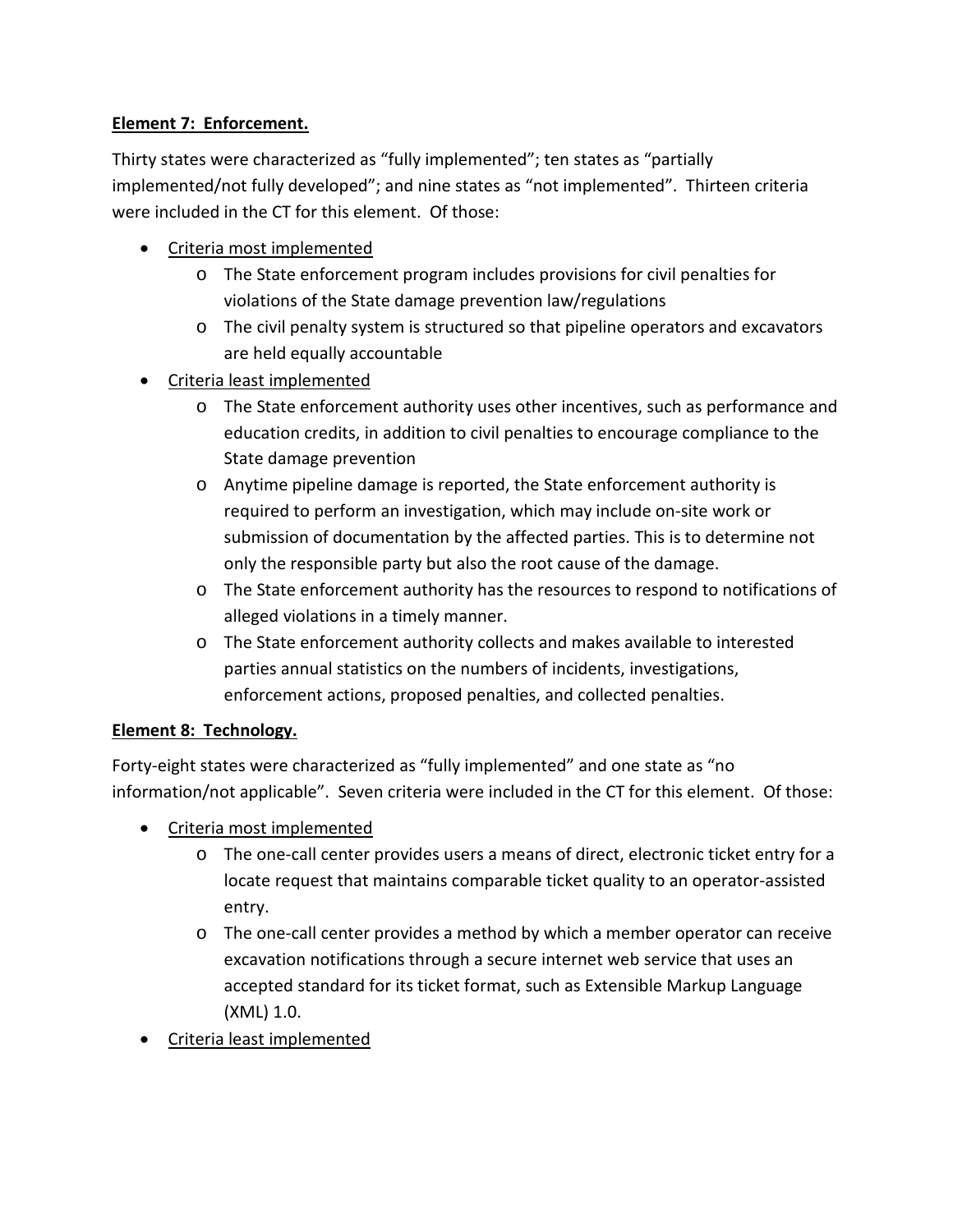**Element 7: Enforcement.**

Thirty states were characterized as “fully implemented”; ten states as “partially implemented/not fully developed”; and nine states as “not implemented”. Thirteen criteria were included in the CT for this element. Of those:

- Criteria most implemented
  - The State enforcement program includes provisions for civil penalties for violations of the State damage prevention law/regulations
  - The civil penalty system is structured so that pipeline operators and excavators are held equally accountable
- Criteria least implemented
  - The State enforcement authority uses other incentives, such as performance and education credits, in addition to civil penalties to encourage compliance to the State damage prevention
  - Anytime pipeline damage is reported, the State enforcement authority is required to perform an investigation, which may include on-site work or submission of documentation by the affected parties. This is to determine not only the responsible party but also the root cause of the damage.
  - The State enforcement authority has the resources to respond to notifications of alleged violations in a timely manner.
  - The State enforcement authority collects and makes available to interested parties annual statistics on the numbers of incidents, investigations, enforcement actions, proposed penalties, and collected penalties.

**Element 8: Technology.**

Forty-eight states were characterized as “fully implemented” and one state as “no information/not applicable”. Seven criteria were included in the CT for this element. Of those:

- Criteria most implemented
  - The one-call center provides users a means of direct, electronic ticket entry for a locate request that maintains comparable ticket quality to an operator-assisted entry.
  - The one-call center provides a method by which a member operator can receive excavation notifications through a secure internet web service that uses an accepted standard for its ticket format, such as Extensible Markup Language (XML) 1.0.
- Criteria least implemented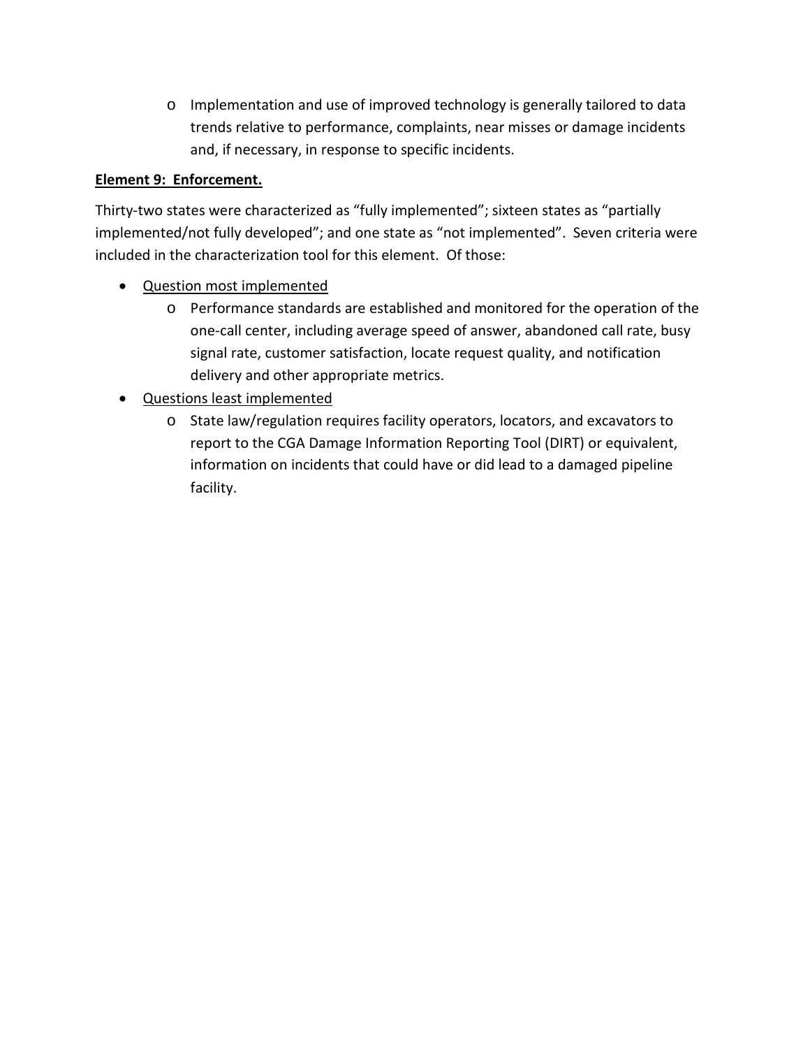- Implementation and use of improved technology is generally tailored to data trends relative to performance, complaints, near misses or damage incidents and, if necessary, in response to specific incidents.

**Element 9: Enforcement.**

Thirty-two states were characterized as "fully implemented"; sixteen states as "partially implemented/not fully developed"; and one state as "not implemented". Seven criteria were included in the characterization tool for this element. Of those:

- Question most implemented
  - Performance standards are established and monitored for the operation of the one-call center, including average speed of answer, abandoned call rate, busy signal rate, customer satisfaction, locate request quality, and notification delivery and other appropriate metrics.
- Questions least implemented
  - State law/regulation requires facility operators, locators, and excavators to report to the CGA Damage Information Reporting Tool (DIRT) or equivalent, information on incidents that could have or did lead to a damaged pipeline facility.